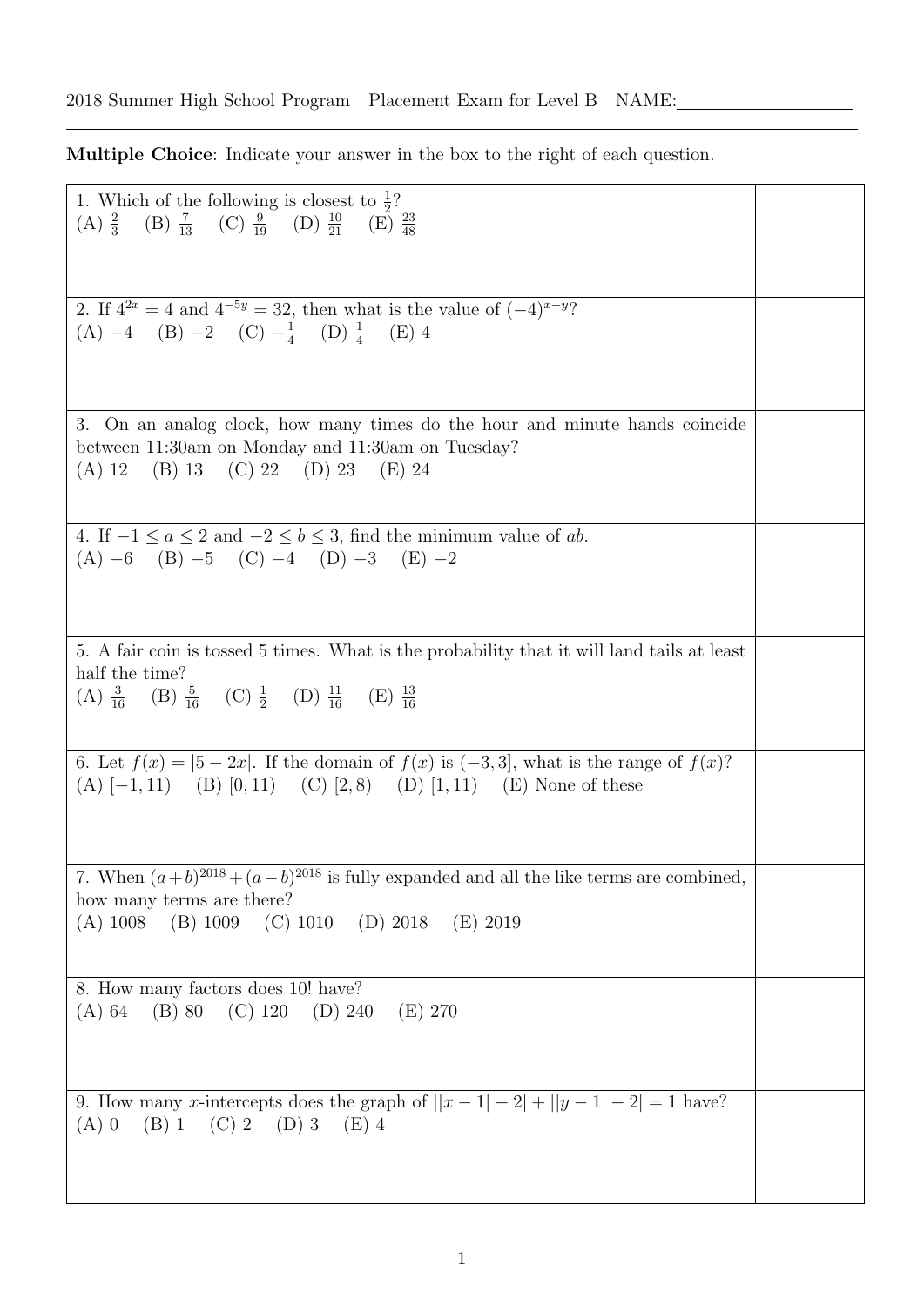2018 Summer High School Program Placement Exam for Level B NAME: ____________

**Multiple Choice**: Indicate your answer in the box to the right of each question.

| Question | Answer |
|---|---|
| 1. Which of the following is closest to $\frac{1}{2}$? <br> (A) $\frac{2}{3}$ (B) $\frac{7}{13}$ (C) $\frac{9}{19}$ (D) $\frac{10}{21}$ (E) $\frac{23}{48}$ | |
| 2. If $4^{2x} = 4$ and $4^{-5y} = 32$, then what is the value of $(-4)^{x-y}$? <br> (A) $-4$ (B) $-2$ (C) $-\frac{1}{4}$ (D) $\frac{1}{4}$ (E) 4 | |
| 3. On an analog clock, how many times do the hour and minute hands coincide between 11:30am on Monday and 11:30am on Tuesday? <br> (A) 12 (B) 13 (C) 22 (D) 23 (E) 24 | |
| 4. If $-1 \leq a \leq 2$ and $-2 \leq b \leq 3$, find the minimum value of $ab$. <br> (A) $-6$ (B) $-5$ (C) $-4$ (D) $-3$ (E) $-2$ | |
| 5. A fair coin is tossed 5 times. What is the probability that it will land tails at least half the time? <br> (A) $\frac{3}{16}$ (B) $\frac{5}{16}$ (C) $\frac{1}{2}$ (D) $\frac{11}{16}$ (E) $\frac{13}{16}$ | |
| 6. Let $f(x) = \lvert 5 - 2x \rvert$. If the domain of $f(x)$ is $(-3, 3]$, what is the range of $f(x)$? <br> (A) $[-1, 11)$ (B) $[0, 11)$ (C) $[2, 8)$ (D) $[1, 11)$ (E) None of these | |
| 7. When $(a+b)^{2018} + (a-b)^{2018}$ is fully expanded and all the like terms are combined, how many terms are there? <br> (A) 1008 (B) 1009 (C) 1010 (D) 2018 (E) 2019 | |
| 8. How many factors does 10! have? <br> (A) 64 (B) 80 (C) 120 (D) 240 (E) 270 | |
| 9. How many $x$-intercepts does the graph of $\lvert \lvert x-1 \rvert - 2 \rvert + \lvert \lvert y-1 \rvert - 2 \rvert = 1$ have? <br> (A) 0 (B) 1 (C) 2 (D) 3 (E) 4 | |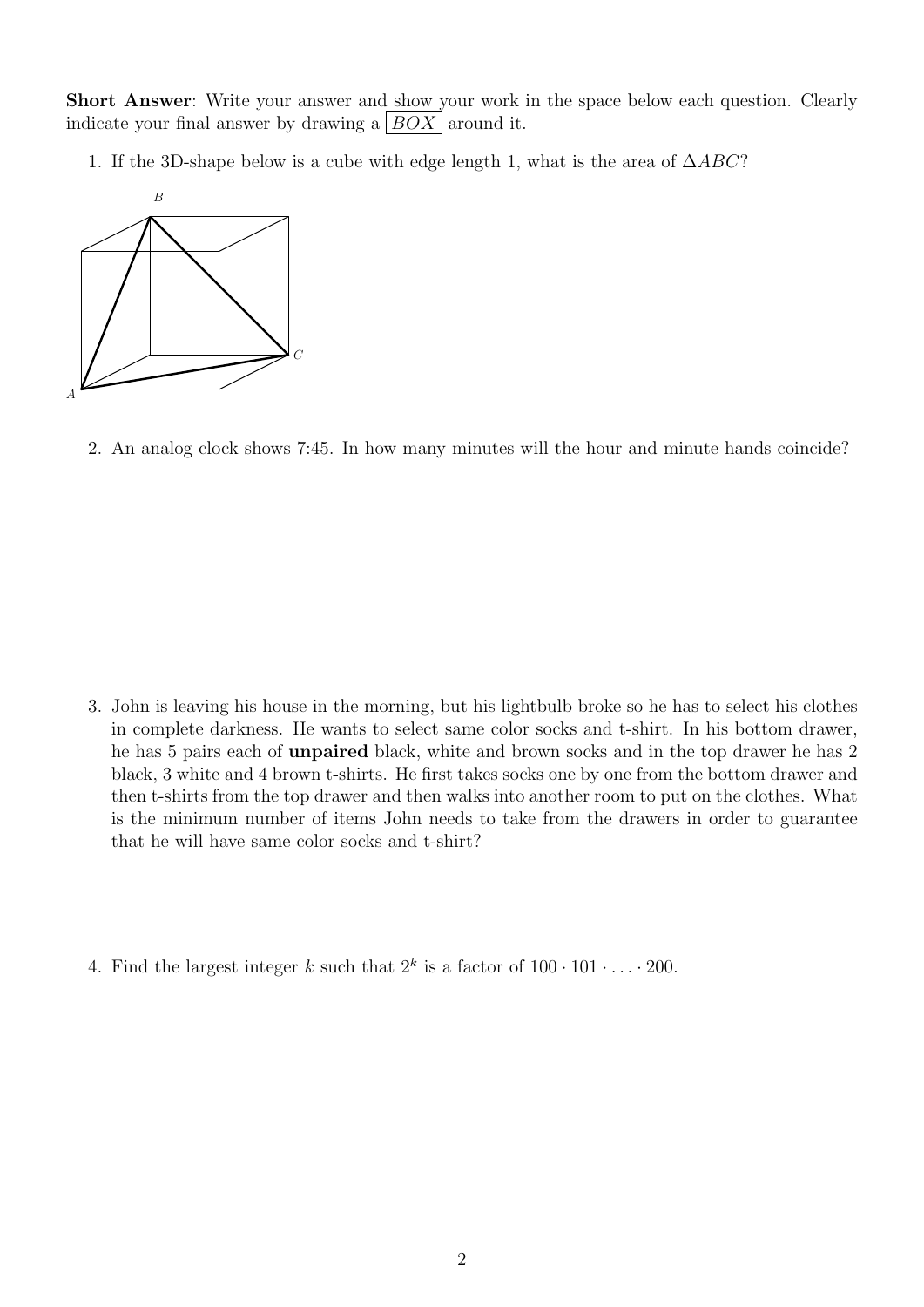**Short Answer**: Write your answer and show your work in the space below each question. Clearly indicate your final answer by drawing a $\boxed{BOX}$ around it.

1. If the 3D-shape below is a cube with edge length 1, what is the area of $\Delta ABC$?

2. An analog clock shows 7:45. In how many minutes will the hour and minute hands coincide?

3. John is leaving his house in the morning, but his lightbulb broke so he has to select his clothes in complete darkness. He wants to select same color socks and t-shirt. In his bottom drawer, he has 5 pairs each of **unpaired** black, white and brown socks and in the top drawer he has 2 black, 3 white and 4 brown t-shirts. He first takes socks one by one from the bottom drawer and then t-shirts from the top drawer and then walks into another room to put on the clothes. What is the minimum number of items John needs to take from the drawers in order to guarantee that he will have same color socks and t-shirt?

4. Find the largest integer $k$ such that $2^k$ is a factor of $100 \cdot 101 \cdot \ldots \cdot 200$.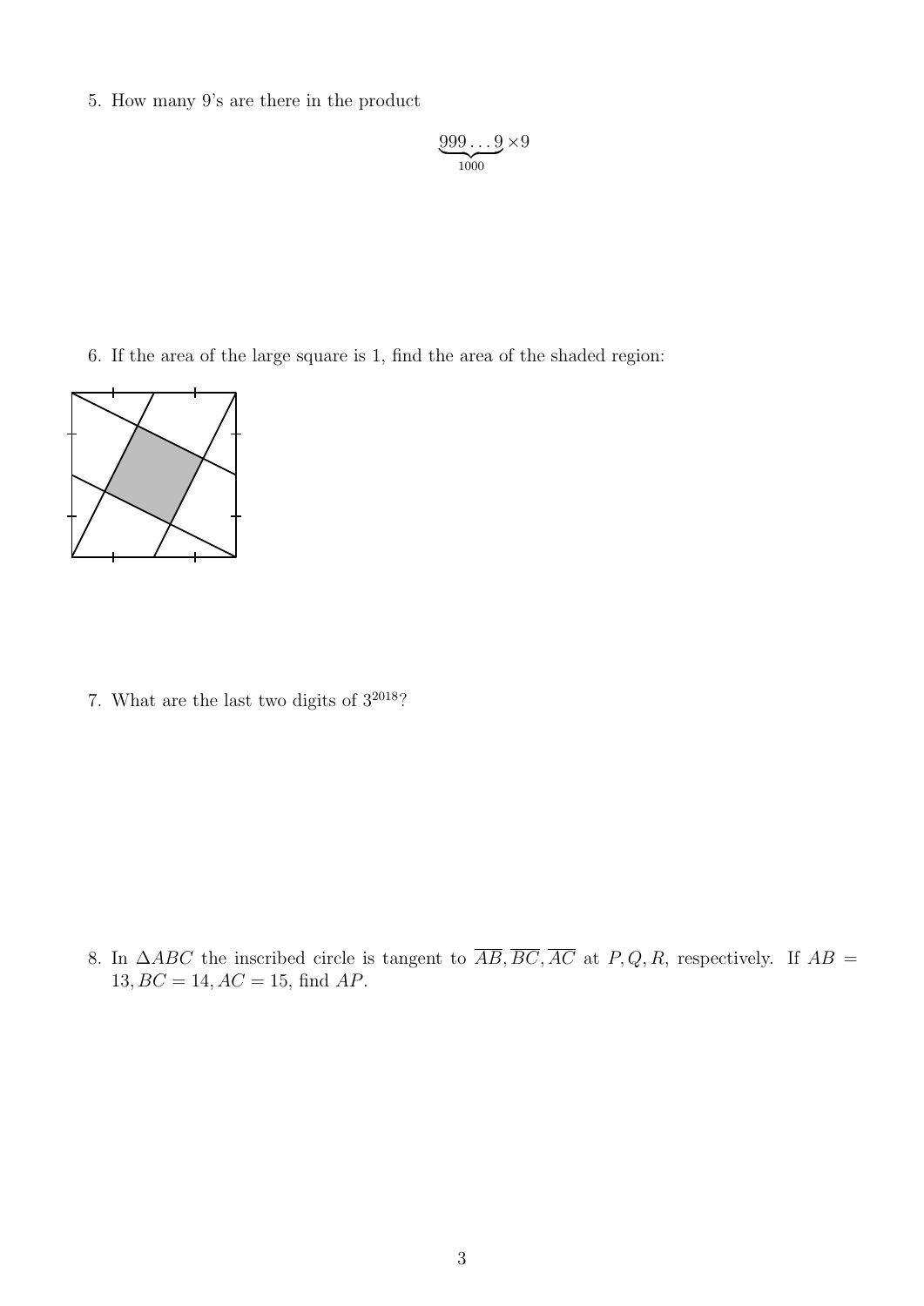5. How many 9's are there in the product

$$\underbrace{999\ldots9}_{1000}\times 9$$

6. If the area of the large square is 1, find the area of the shaded region:

7. What are the last two digits of $3^{2018}$?

8. In $\Delta ABC$ the inscribed circle is tangent to $\overline{AB}, \overline{BC}, \overline{AC}$ at $P, Q, R$, respectively. If $AB = 13, BC = 14, AC = 15$, find $AP$.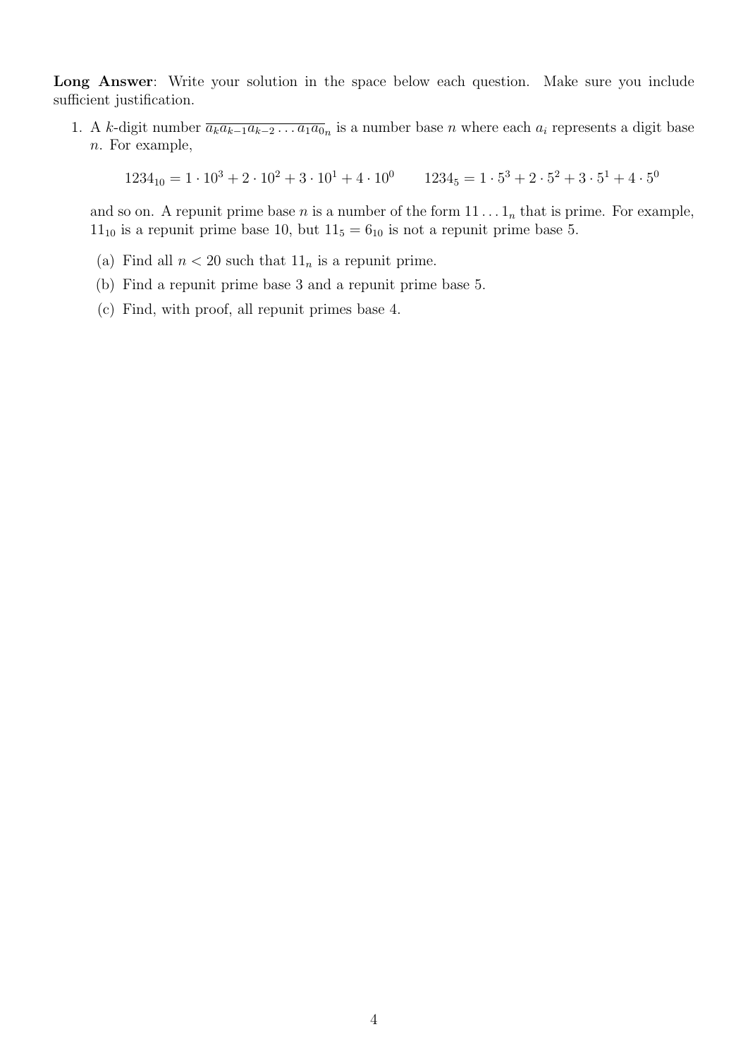**Long Answer**: Write your solution in the space below each question. Make sure you include sufficient justification.

1. A $k$-digit number $\overline{a_k a_{k-1} a_{k-2} \ldots a_1 a_0}_n$ is a number base $n$ where each $a_i$ represents a digit base $n$. For example,

$$1234_{10} = 1 \cdot 10^3 + 2 \cdot 10^2 + 3 \cdot 10^1 + 4 \cdot 10^0 \qquad 1234_5 = 1 \cdot 5^3 + 2 \cdot 5^2 + 3 \cdot 5^1 + 4 \cdot 5^0$$

   and so on. A repunit prime base $n$ is a number of the form $11 \ldots 1_n$ that is prime. For example, $11_{10}$ is a repunit prime base 10, but $11_5 = 6_{10}$ is not a repunit prime base 5.

   (a) Find all $n < 20$ such that $11_n$ is a repunit prime.

   (b) Find a repunit prime base 3 and a repunit prime base 5.

   (c) Find, with proof, all repunit primes base 4.